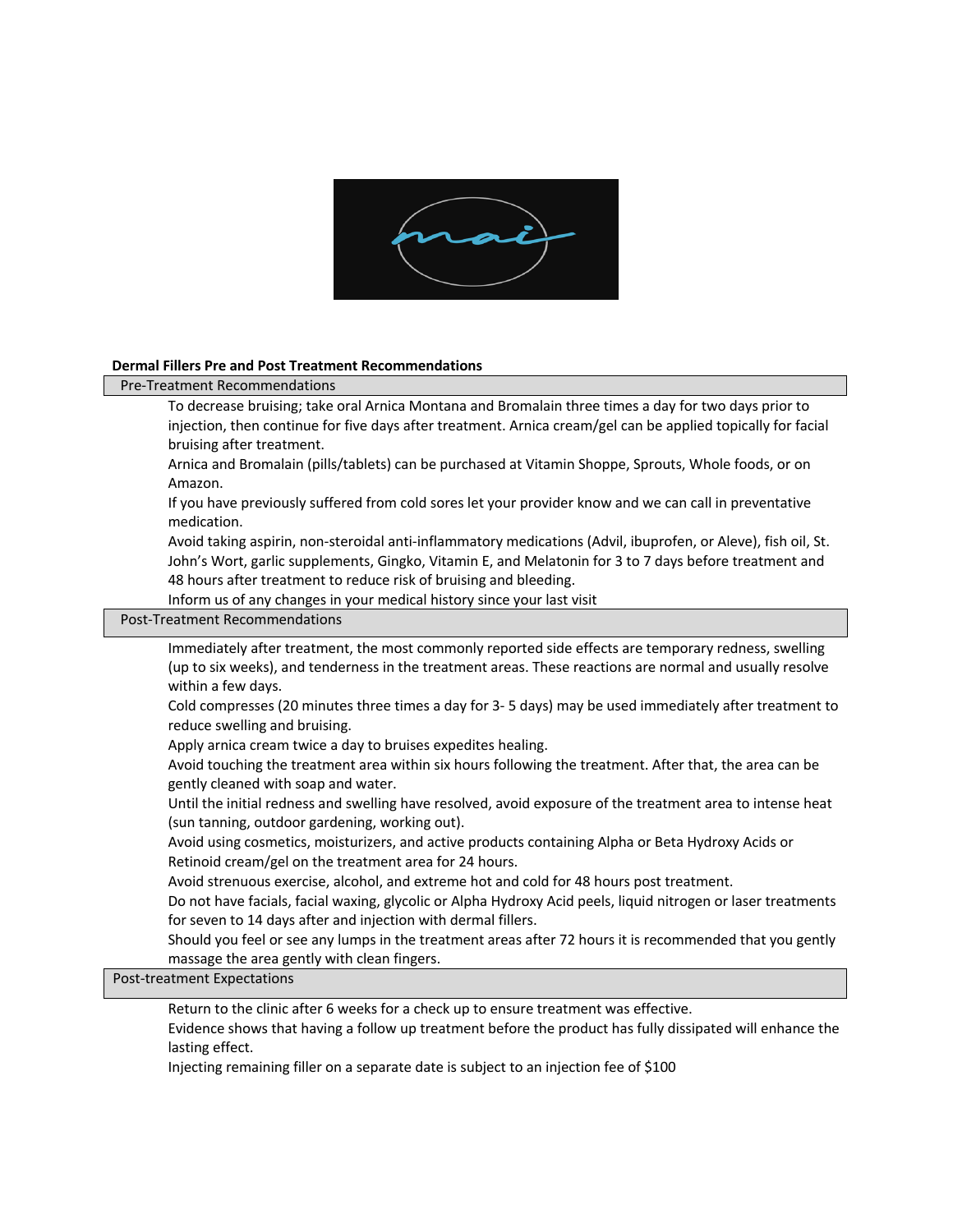**Dermal Fillers Pre and Post Treatment Recommendations**

## Pre-Treatment Recommendations

To decrease bruising; take oral Arnica Montana and Bromalain three times a day for two days prior to injection, then continue for five days after treatment. Arnica cream/gel can be applied topically for facial bruising after treatment.

Arnica and Bromalain (pills/tablets) can be purchased at Vitamin Shoppe, Sprouts, Whole foods, or on Amazon.

If you have previously suffered from cold sores let your provider know and we can call in preventative medication.

Avoid taking aspirin, non-steroidal anti-inflammatory medications (Advil, ibuprofen, or Aleve), fish oil, St. John's Wort, garlic supplements, Gingko, Vitamin E, and Melatonin for 3 to 7 days before treatment and 48 hours after treatment to reduce risk of bruising and bleeding.

Inform us of any changes in your medical history since your last visit

## Post-Treatment Recommendations

Immediately after treatment, the most commonly reported side effects are temporary redness, swelling (up to six weeks), and tenderness in the treatment areas. These reactions are normal and usually resolve within a few days.

Cold compresses (20 minutes three times a day for 3- 5 days) may be used immediately after treatment to reduce swelling and bruising.

Apply arnica cream twice a day to bruises expedites healing.

Avoid touching the treatment area within six hours following the treatment. After that, the area can be gently cleaned with soap and water.

Until the initial redness and swelling have resolved, avoid exposure of the treatment area to intense heat (sun tanning, outdoor gardening, working out).

Avoid using cosmetics, moisturizers, and active products containing Alpha or Beta Hydroxy Acids or Retinoid cream/gel on the treatment area for 24 hours.

Avoid strenuous exercise, alcohol, and extreme hot and cold for 48 hours post treatment.

Do not have facials, facial waxing, glycolic or Alpha Hydroxy Acid peels, liquid nitrogen or laser treatments for seven to 14 days after and injection with dermal fillers.

Should you feel or see any lumps in the treatment areas after 72 hours it is recommended that you gently massage the area gently with clean fingers.

## Post-treatment Expectations

Return to the clinic after 6 weeks for a check up to ensure treatment was effective.

Evidence shows that having a follow up treatment before the product has fully dissipated will enhance the lasting effect.

Injecting remaining filler on a separate date is subject to an injection fee of $100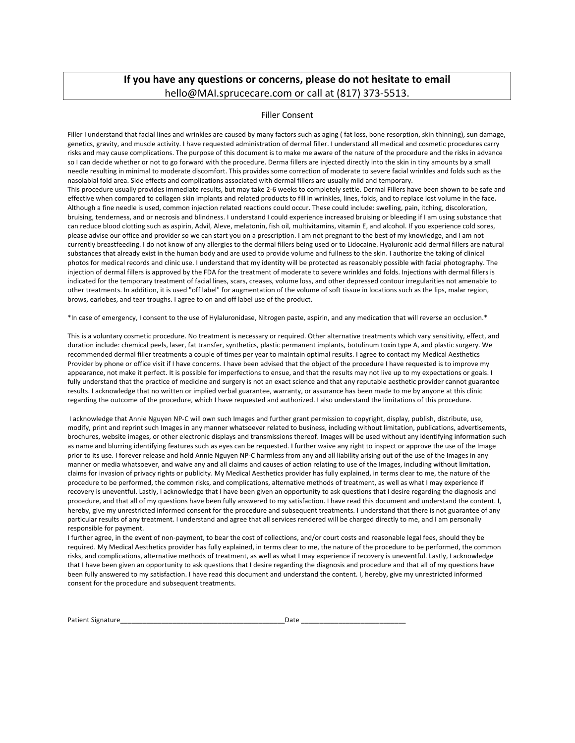**If you have any questions or concerns, please do not hesitate to email** hello@MAI.sprucecare.com or call at (817) 373-5513.

## Filler Consent

Filler I understand that facial lines and wrinkles are caused by many factors such as aging ( fat loss, bone resorption, skin thinning), sun damage, genetics, gravity, and muscle activity. I have requested administration of dermal filler. I understand all medical and cosmetic procedures carry risks and may cause complications. The purpose of this document is to make me aware of the nature of the procedure and the risks in advance so I can decide whether or not to go forward with the procedure. Derma fillers are injected directly into the skin in tiny amounts by a small needle resulting in minimal to moderate discomfort. This provides some correction of moderate to severe facial wrinkles and folds such as the nasolabial fold area. Side effects and complications associated with dermal fillers are usually mild and temporary.
This procedure usually provides immediate results, but may take 2-6 weeks to completely settle. Dermal Fillers have been shown to be safe and effective when compared to collagen skin implants and related products to fill in wrinkles, lines, folds, and to replace lost volume in the face. Although a fine needle is used, common injection related reactions could occur. These could include: swelling, pain, itching, discoloration, bruising, tenderness, and or necrosis and blindness. I understand I could experience increased bruising or bleeding if I am using substance that can reduce blood clotting such as aspirin, Advil, Aleve, melatonin, fish oil, multivitamins, vitamin E, and alcohol. If you experience cold sores, please advise our office and provider so we can start you on a prescription. I am not pregnant to the best of my knowledge, and I am not currently breastfeeding. I do not know of any allergies to the dermal fillers being used or to Lidocaine. Hyaluronic acid dermal fillers are natural substances that already exist in the human body and are used to provide volume and fullness to the skin. I authorize the taking of clinical photos for medical records and clinic use. I understand that my identity will be protected as reasonably possible with facial photography. The injection of dermal fillers is approved by the FDA for the treatment of moderate to severe wrinkles and folds. Injections with dermal fillers is indicated for the temporary treatment of facial lines, scars, creases, volume loss, and other depressed contour irregularities not amenable to other treatments. In addition, it is used "off label" for augmentation of the volume of soft tissue in locations such as the lips, malar region, brows, earlobes, and tear troughs. I agree to on and off label use of the product.

*In case of emergency, I consent to the use of Hylaluronidase, Nitrogen paste, aspirin, and any medication that will reverse an occlusion.*

This is a voluntary cosmetic procedure. No treatment is necessary or required. Other alternative treatments which vary sensitivity, effect, and duration include: chemical peels, laser, fat transfer, synthetics, plastic permanent implants, botulinum toxin type A, and plastic surgery. We recommended dermal filler treatments a couple of times per year to maintain optimal results. I agree to contact my Medical Aesthetics Provider by phone or office visit if I have concerns. I have been advised that the object of the procedure I have requested is to improve my appearance, not make it perfect. It is possible for imperfections to ensue, and that the results may not live up to my expectations or goals. I fully understand that the practice of medicine and surgery is not an exact science and that any reputable aesthetic provider cannot guarantee results. I acknowledge that no written or implied verbal guarantee, warranty, or assurance has been made to me by anyone at this clinic regarding the outcome of the procedure, which I have requested and authorized. I also understand the limitations of this procedure.

I acknowledge that Annie Nguyen NP-C will own such Images and further grant permission to copyright, display, publish, distribute, use, modify, print and reprint such Images in any manner whatsoever related to business, including without limitation, publications, advertisements, brochures, website images, or other electronic displays and transmissions thereof. Images will be used without any identifying information such as name and blurring identifying features such as eyes can be requested. I further waive any right to inspect or approve the use of the Image prior to its use. I forever release and hold Annie Nguyen NP-C harmless from any and all liability arising out of the use of the Images in any manner or media whatsoever, and waive any and all claims and causes of action relating to use of the Images, including without limitation, claims for invasion of privacy rights or publicity. My Medical Aesthetics provider has fully explained, in terms clear to me, the nature of the procedure to be performed, the common risks, and complications, alternative methods of treatment, as well as what I may experience if recovery is uneventful. Lastly, I acknowledge that I have been given an opportunity to ask questions that I desire regarding the diagnosis and procedure, and that all of my questions have been fully answered to my satisfaction. I have read this document and understand the content. I, hereby, give my unrestricted informed consent for the procedure and subsequent treatments. I understand that there is not guarantee of any particular results of any treatment. I understand and agree that all services rendered will be charged directly to me, and I am personally responsible for payment.
I further agree, in the event of non-payment, to bear the cost of collections, and/or court costs and reasonable legal fees, should they be required. My Medical Aesthetics provider has fully explained, in terms clear to me, the nature of the procedure to be performed, the common risks, and complications, alternative methods of treatment, as well as what I may experience if recovery is uneventful. Lastly, I acknowledge that I have been given an opportunity to ask questions that I desire regarding the diagnosis and procedure and that all of my questions have been fully answered to my satisfaction. I have read this document and understand the content. I, hereby, give my unrestricted informed consent for the procedure and subsequent treatments.

Patient Signature_____________________________________________Date ____________________________